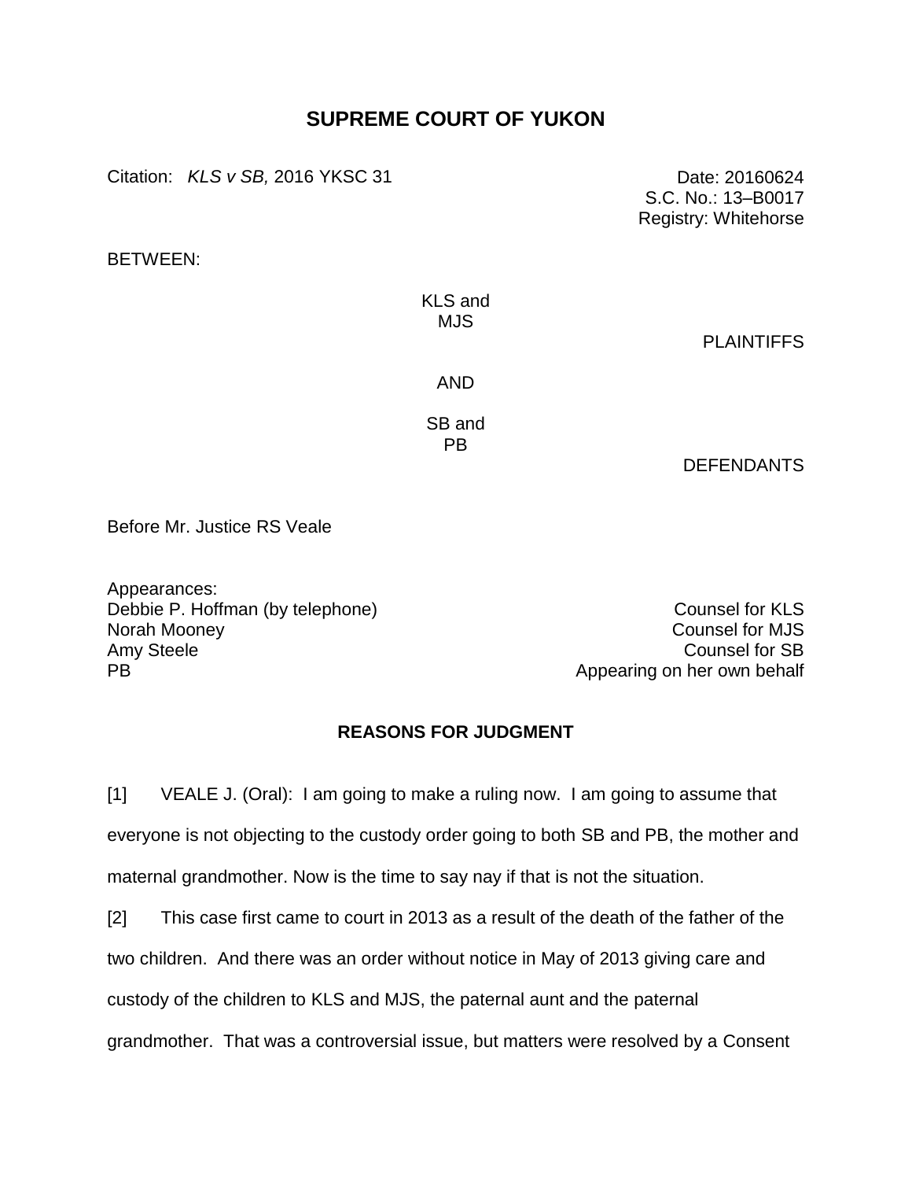# SUPREME COURT OF YUKON

Citation: *KLS v SB,* 2016 YKSC 31

Date: 20160624
S.C. No.: 13–B0017
Registry: Whitehorse

BETWEEN:

KLS and
MJS

PLAINTIFFS

AND

SB and
PB

DEFENDANTS

Before Mr. Justice RS Veale

Appearances:

| | |
|---|---|
| Debbie P. Hoffman (by telephone) | Counsel for KLS |
| Norah Mooney | Counsel for MJS |
| Amy Steele | Counsel for SB |
| PB | Appearing on her own behalf |

## REASONS FOR JUDGMENT

[1] VEALE J. (Oral): I am going to make a ruling now. I am going to assume that everyone is not objecting to the custody order going to both SB and PB, the mother and maternal grandmother. Now is the time to say nay if that is not the situation.

[2] This case first came to court in 2013 as a result of the death of the father of the two children. And there was an order without notice in May of 2013 giving care and custody of the children to KLS and MJS, the paternal aunt and the paternal grandmother. That was a controversial issue, but matters were resolved by a Consent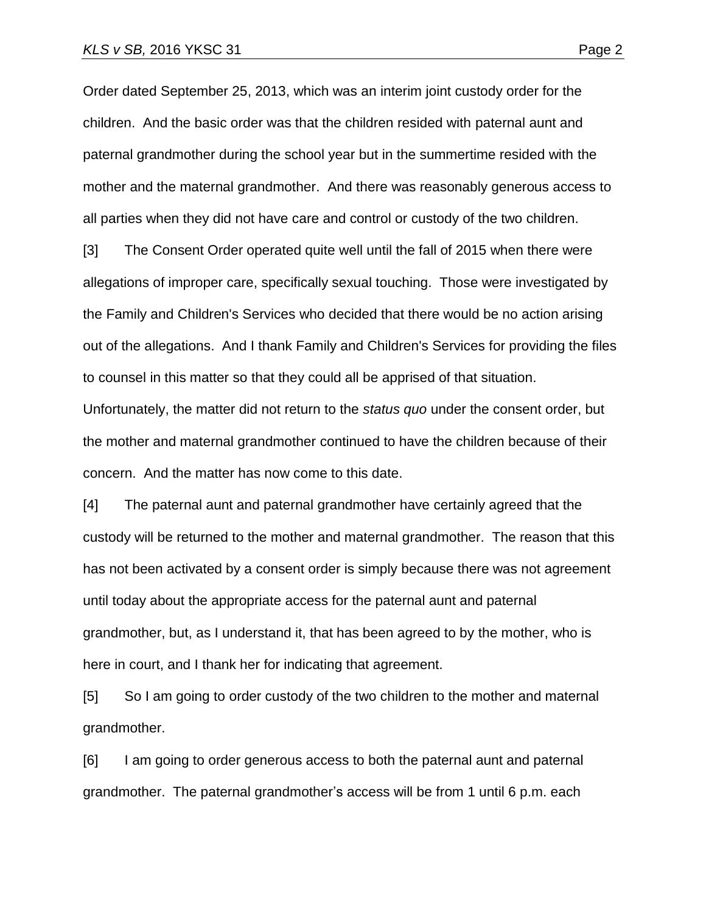Order dated September 25, 2013, which was an interim joint custody order for the children. And the basic order was that the children resided with paternal aunt and paternal grandmother during the school year but in the summertime resided with the mother and the maternal grandmother. And there was reasonably generous access to all parties when they did not have care and control or custody of the two children.

[3] The Consent Order operated quite well until the fall of 2015 when there were allegations of improper care, specifically sexual touching. Those were investigated by the Family and Children's Services who decided that there would be no action arising out of the allegations. And I thank Family and Children's Services for providing the files to counsel in this matter so that they could all be apprised of that situation. Unfortunately, the matter did not return to the *status quo* under the consent order, but the mother and maternal grandmother continued to have the children because of their concern. And the matter has now come to this date.

[4] The paternal aunt and paternal grandmother have certainly agreed that the custody will be returned to the mother and maternal grandmother. The reason that this has not been activated by a consent order is simply because there was not agreement until today about the appropriate access for the paternal aunt and paternal grandmother, but, as I understand it, that has been agreed to by the mother, who is here in court, and I thank her for indicating that agreement.

[5] So I am going to order custody of the two children to the mother and maternal grandmother.

[6] I am going to order generous access to both the paternal aunt and paternal grandmother. The paternal grandmother's access will be from 1 until 6 p.m. each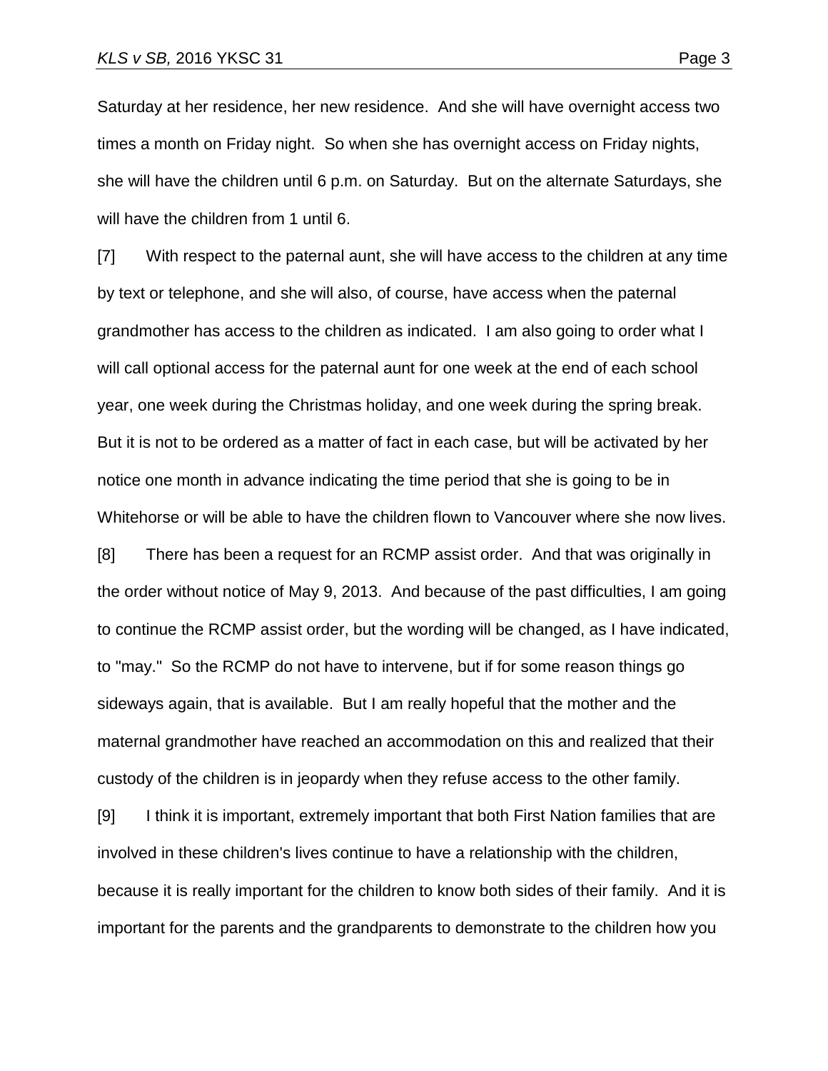Saturday at her residence, her new residence. And she will have overnight access two times a month on Friday night. So when she has overnight access on Friday nights, she will have the children until 6 p.m. on Saturday. But on the alternate Saturdays, she will have the children from 1 until 6.

[7] With respect to the paternal aunt, she will have access to the children at any time by text or telephone, and she will also, of course, have access when the paternal grandmother has access to the children as indicated. I am also going to order what I will call optional access for the paternal aunt for one week at the end of each school year, one week during the Christmas holiday, and one week during the spring break. But it is not to be ordered as a matter of fact in each case, but will be activated by her notice one month in advance indicating the time period that she is going to be in Whitehorse or will be able to have the children flown to Vancouver where she now lives.

[8] There has been a request for an RCMP assist order. And that was originally in the order without notice of May 9, 2013. And because of the past difficulties, I am going to continue the RCMP assist order, but the wording will be changed, as I have indicated, to "may." So the RCMP do not have to intervene, but if for some reason things go sideways again, that is available. But I am really hopeful that the mother and the maternal grandmother have reached an accommodation on this and realized that their custody of the children is in jeopardy when they refuse access to the other family.

[9] I think it is important, extremely important that both First Nation families that are involved in these children's lives continue to have a relationship with the children, because it is really important for the children to know both sides of their family. And it is important for the parents and the grandparents to demonstrate to the children how you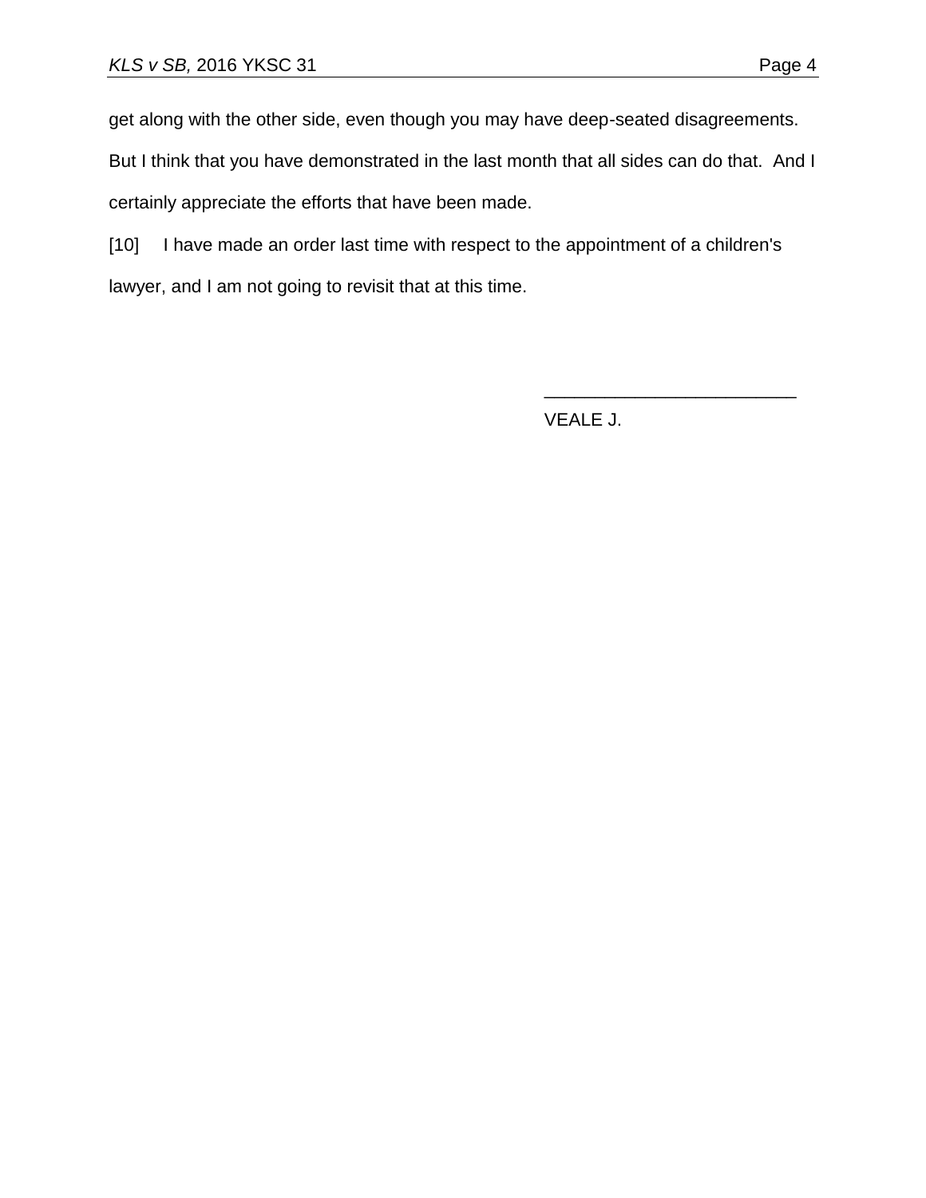get along with the other side, even though you may have deep-seated disagreements. But I think that you have demonstrated in the last month that all sides can do that. And I certainly appreciate the efforts that have been made.

[10] I have made an order last time with respect to the appointment of a children's lawyer, and I am not going to revisit that at this time.

\_\_\_\_\_\_\_\_\_\_\_\_\_\_\_\_\_\_\_\_\_\_\_\_\_\_

VEALE J.